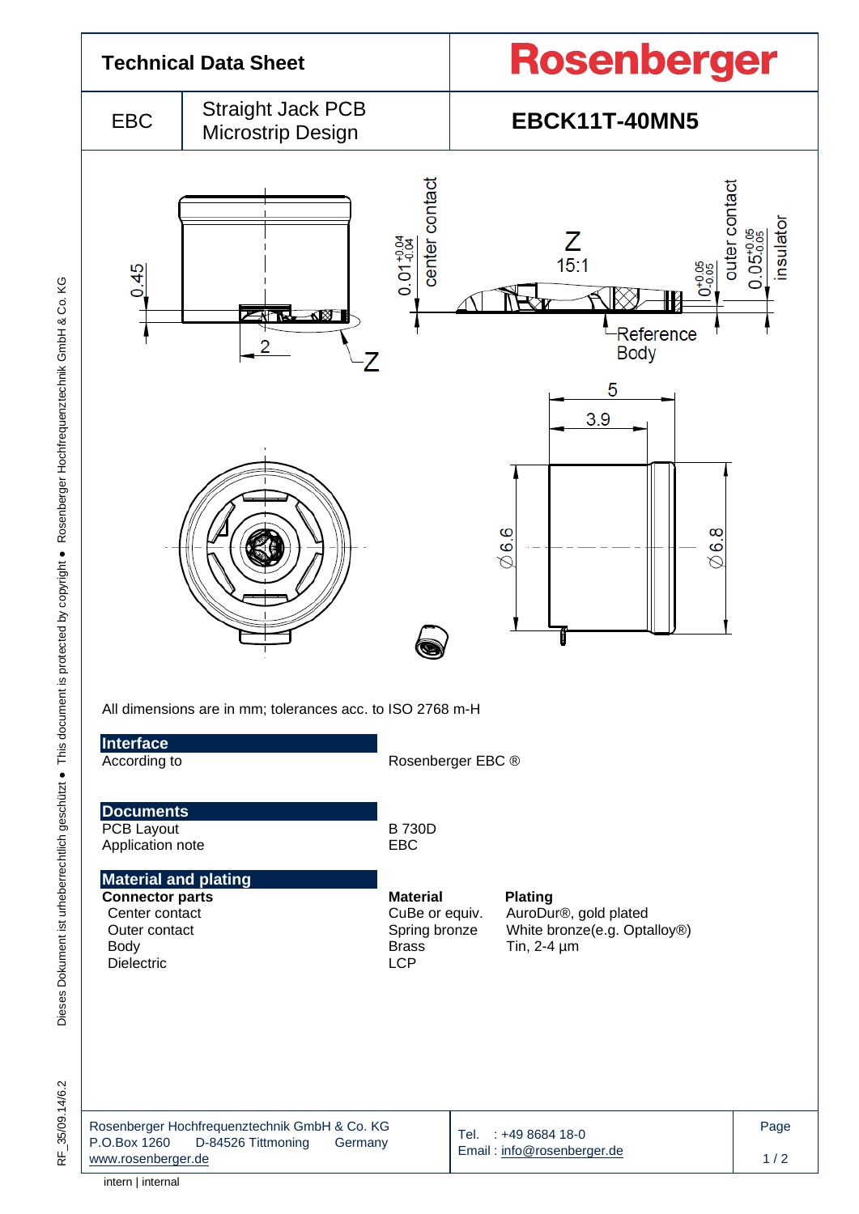# Technical Data Sheet

**Rosenberger**

| EBC | Straight Jack PCB Microstrip Design | **EBCK11T-40MN5** |
|---|---|---|

All dimensions are in mm; tolerances acc. to ISO 2768 m-H

## Interface

| | |
|---|---|
| According to | Rosenberger EBC ® |

## Documents

| | |
|---|---|
| PCB Layout | B 730D |
| Application note | EBC |

## Material and plating

| **Connector parts** | **Material** | **Plating** |
|---|---|---|
| Center contact | CuBe or equiv. | AuroDur®, gold plated |
| Outer contact | Spring bronze | White bronze(e.g. Optalloy®) |
| Body | Brass | Tin, 2-4 µm |
| Dielectric | LCP | |

Rosenberger Hochfrequenztechnik GmbH & Co. KG
P.O.Box 1260 D-84526 Tittmoning Germany
www.rosenberger.de

Tel. : +49 8684 18-0
Email : info@rosenberger.de

intern | internal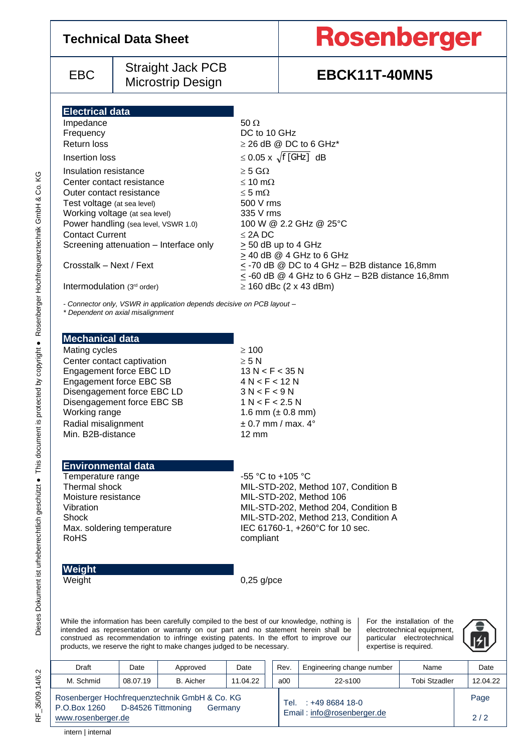# Technical Data Sheet

**Rosenberger**

| | | |
|---|---|---|
| EBC | Straight Jack PCB Microstrip Design | **EBCK11T-40MN5** |

## Electrical data

| | |
|---|---|
| Impedance | 50 Ω |
| Frequency | DC to 10 GHz |
| Return loss | ≥ 26 dB @ DC to 6 GHz* |
| Insertion loss | ≤ 0.05 x $\sqrt{f\,[\text{GHz}]}$ dB |
| Insulation resistance | ≥ 5 GΩ |
| Center contact resistance | ≤ 10 mΩ |
| Outer contact resistance | ≤ 5 mΩ |
| Test voltage (at sea level) | 500 V rms |
| Working voltage (at sea level) | 335 V rms |
| Power handling (sea level, VSWR 1.0) | 100 W @ 2.2 GHz @ 25°C |
| Contact Current | ≤ 2A DC |
| Screening attenuation – Interface only | ≥ 50 dB up to 4 GHz<br>≥ 40 dB @ 4 GHz to 6 GHz |
| Crosstalk – Next / Fext | ≤ -70 dB @ DC to 4 GHz – B2B distance 16,8mm<br>≤ -60 dB @ 4 GHz to 6 GHz – B2B distance 16,8mm |
| Intermodulation (3rd order) | ≥ 160 dBc (2 x 43 dBm) |

*- Connector only, VSWR in application depends decisive on PCB layout –*
*\* Dependent on axial misalignment*

## Mechanical data

| | |
|---|---|
| Mating cycles | ≥ 100 |
| Center contact captivation | ≥ 5 N |
| Engagement force EBC LD | 13 N < F < 35 N |
| Engagement force EBC SB | 4 N < F < 12 N |
| Disengagement force EBC LD | 3 N < F < 9 N |
| Disengagement force EBC SB | 1 N < F < 2.5 N |
| Working range | 1.6 mm (± 0.8 mm) |
| Radial misalignment | ± 0.7 mm / max. 4° |
| Min. B2B-distance | 12 mm |

## Environmental data

| | |
|---|---|
| Temperature range | -55 °C to +105 °C |
| Thermal shock | MIL-STD-202, Method 107, Condition B |
| Moisture resistance | MIL-STD-202, Method 106 |
| Vibration | MIL-STD-202, Method 204, Condition B |
| Shock | MIL-STD-202, Method 213, Condition A |
| Max. soldering temperature | IEC 61760-1, +260°C for 10 sec. |
| RoHS | compliant |

## Weight

| | |
|---|---|
| Weight | 0,25 g/pce |

While the information has been carefully compiled to the best of our knowledge, nothing is intended as representation or warranty on our part and no statement herein shall be construed as recommendation to infringe existing patents. In the effort to improve our products, we reserve the right to make changes judged to be necessary.

For the installation of the electrotechnical equipment, particular electrotechnical expertise is required.

| Draft | Date | Approved | Date | Rev. | Engineering change number | Name | Date |
|---|---|---|---|---|---|---|---|
| M. Schmid | 08.07.19 | B. Aicher | 11.04.22 | a00 | 22-s100 | Tobi Stzadler | 12.04.22 |

Rosenberger Hochfrequenztechnik GmbH & Co. KG
P.O.Box 1260 D-84526 Tittmoning Germany
www.rosenberger.de

Tel. : +49 8684 18-0
Email : info@rosenberger.de

Dieses Dokument ist urheberrechtlich geschützt ● This document is protected by copyright ● Rosenberger Hochfrequenztechnik GmbH & Co. KG

RF_35/09.14/6.2

intern | internal